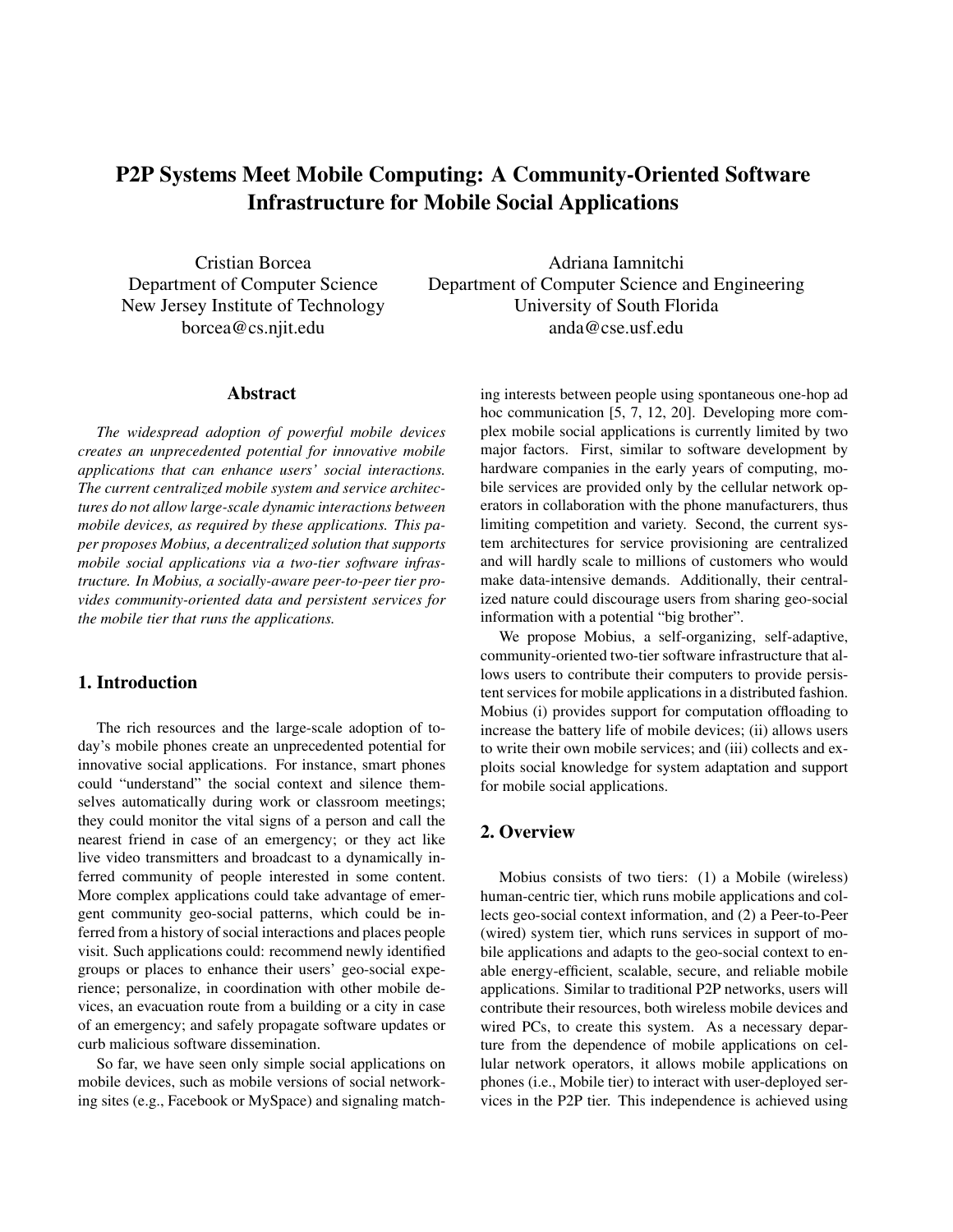# P2P Systems Meet Mobile Computing: A Community-Oriented Software Infrastructure for Mobile Social Applications

Cristian Borcea
Department of Computer Science
New Jersey Institute of Technology
borcea@cs.njit.edu

Adriana Iamnitchi
Department of Computer Science and Engineering
University of South Florida
anda@cse.usf.edu

## Abstract

*The widespread adoption of powerful mobile devices creates an unprecedented potential for innovative mobile applications that can enhance users' social interactions. The current centralized mobile system and service architectures do not allow large-scale dynamic interactions between mobile devices, as required by these applications. This paper proposes Mobius, a decentralized solution that supports mobile social applications via a two-tier software infrastructure. In Mobius, a socially-aware peer-to-peer tier provides community-oriented data and persistent services for the mobile tier that runs the applications.*

## 1. Introduction

The rich resources and the large-scale adoption of today's mobile phones create an unprecedented potential for innovative social applications. For instance, smart phones could "understand" the social context and silence themselves automatically during work or classroom meetings; they could monitor the vital signs of a person and call the nearest friend in case of an emergency; or they act like live video transmitters and broadcast to a dynamically inferred community of people interested in some content. More complex applications could take advantage of emergent community geo-social patterns, which could be inferred from a history of social interactions and places people visit. Such applications could: recommend newly identified groups or places to enhance their users' geo-social experience; personalize, in coordination with other mobile devices, an evacuation route from a building or a city in case of an emergency; and safely propagate software updates or curb malicious software dissemination.

So far, we have seen only simple social applications on mobile devices, such as mobile versions of social networking sites (e.g., Facebook or MySpace) and signaling matching interests between people using spontaneous one-hop ad hoc communication [5, 7, 12, 20]. Developing more complex mobile social applications is currently limited by two major factors. First, similar to software development by hardware companies in the early years of computing, mobile services are provided only by the cellular network operators in collaboration with the phone manufacturers, thus limiting competition and variety. Second, the current system architectures for service provisioning are centralized and will hardly scale to millions of customers who would make data-intensive demands. Additionally, their centralized nature could discourage users from sharing geo-social information with a potential "big brother".

We propose Mobius, a self-organizing, self-adaptive, community-oriented two-tier software infrastructure that allows users to contribute their computers to provide persistent services for mobile applications in a distributed fashion. Mobius (i) provides support for computation offloading to increase the battery life of mobile devices; (ii) allows users to write their own mobile services; and (iii) collects and exploits social knowledge for system adaptation and support for mobile social applications.

## 2. Overview

Mobius consists of two tiers: (1) a Mobile (wireless) human-centric tier, which runs mobile applications and collects geo-social context information, and (2) a Peer-to-Peer (wired) system tier, which runs services in support of mobile applications and adapts to the geo-social context to enable energy-efficient, scalable, secure, and reliable mobile applications. Similar to traditional P2P networks, users will contribute their resources, both wireless mobile devices and wired PCs, to create this system. As a necessary departure from the dependence of mobile applications on cellular network operators, it allows mobile applications on phones (i.e., Mobile tier) to interact with user-deployed services in the P2P tier. This independence is achieved using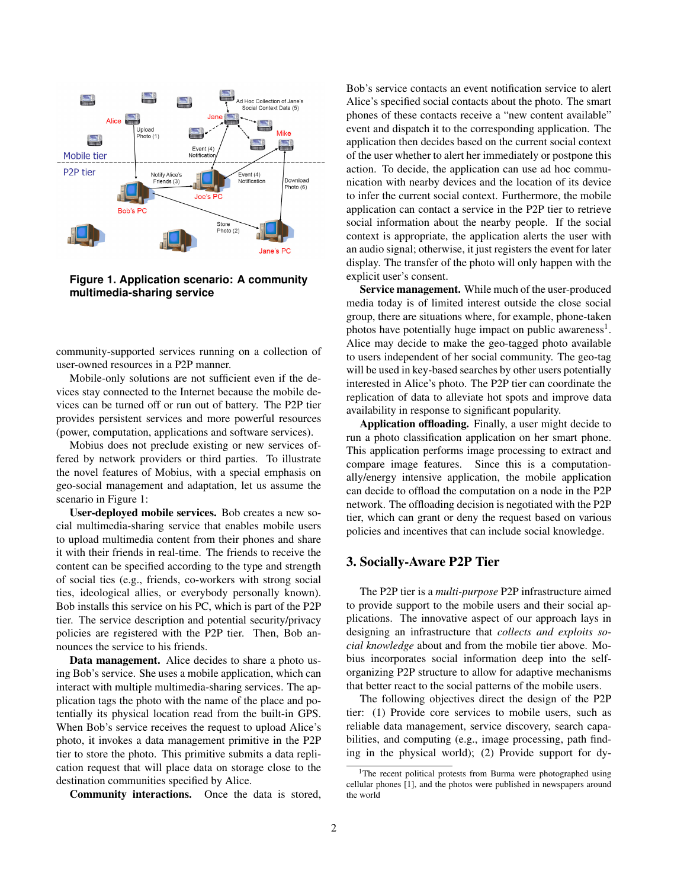Mobile tier

P2P tier

Alice

Upload Photo (1)

Jane

Ad Hoc Collection of Jane's Social Context Data (5)

Mike

Event (4) Notification

Notify Alice's Friends (3)

Event (4) Notification

Download Photo (6)

Joe's PC

Bob's PC

Store Photo (2)

Jane's PC

**Figure 1. Application scenario: A community multimedia-sharing service**

community-supported services running on a collection of user-owned resources in a P2P manner.

Mobile-only solutions are not sufficient even if the devices stay connected to the Internet because the mobile devices can be turned off or run out of battery. The P2P tier provides persistent services and more powerful resources (power, computation, applications and software services).

Mobius does not preclude existing or new services offered by network providers or third parties. To illustrate the novel features of Mobius, with a special emphasis on geo-social management and adaptation, let us assume the scenario in Figure 1:

**User-deployed mobile services.** Bob creates a new social multimedia-sharing service that enables mobile users to upload multimedia content from their phones and share it with their friends in real-time. The friends to receive the content can be specified according to the type and strength of social ties (e.g., friends, co-workers with strong social ties, ideological allies, or everybody personally known). Bob installs this service on his PC, which is part of the P2P tier. The service description and potential security/privacy policies are registered with the P2P tier. Then, Bob announces the service to his friends.

**Data management.** Alice decides to share a photo using Bob's service. She uses a mobile application, which can interact with multiple multimedia-sharing services. The application tags the photo with the name of the place and potentially its physical location read from the built-in GPS. When Bob's service receives the request to upload Alice's photo, it invokes a data management primitive in the P2P tier to store the photo. This primitive submits a data replication request that will place data on storage close to the destination communities specified by Alice.

**Community interactions.** Once the data is stored, Bob's service contacts an event notification service to alert Alice's specified social contacts about the photo. The smart phones of these contacts receive a "new content available" event and dispatch it to the corresponding application. The application then decides based on the current social context of the user whether to alert her immediately or postpone this action. To decide, the application can use ad hoc communication with nearby devices and the location of its device to infer the current social context. Furthermore, the mobile application can contact a service in the P2P tier to retrieve social information about the nearby people. If the social context is appropriate, the application alerts the user with an audio signal; otherwise, it just registers the event for later display. The transfer of the photo will only happen with the explicit user's consent.

**Service management.** While much of the user-produced media today is of limited interest outside the close social group, there are situations where, for example, phone-taken photos have potentially huge impact on public awareness[1]. Alice may decide to make the geo-tagged photo available to users independent of her social community. The geo-tag will be used in key-based searches by other users potentially interested in Alice's photo. The P2P tier can coordinate the replication of data to alleviate hot spots and improve data availability in response to significant popularity.

**Application offloading.** Finally, a user might decide to run a photo classification application on her smart phone. This application performs image processing to extract and compare image features. Since this is a computationally/energy intensive application, the mobile application can decide to offload the computation on a node in the P2P network. The offloading decision is negotiated with the P2P tier, which can grant or deny the request based on various policies and incentives that can include social knowledge.

## 3. Socially-Aware P2P Tier

The P2P tier is a *multi-purpose* P2P infrastructure aimed to provide support to the mobile users and their social applications. The innovative aspect of our approach lays in designing an infrastructure that *collects and exploits social knowledge* about and from the mobile tier above. Mobius incorporates social information deep into the self-organizing P2P structure to allow for adaptive mechanisms that better react to the social patterns of the mobile users.

The following objectives direct the design of the P2P tier: (1) Provide core services to mobile users, such as reliable data management, service discovery, search capabilities, and computing (e.g., image processing, path finding in the physical world); (2) Provide support for dy-

[1]The recent political protests from Burma were photographed using cellular phones [1], and the photos were published in newspapers around the world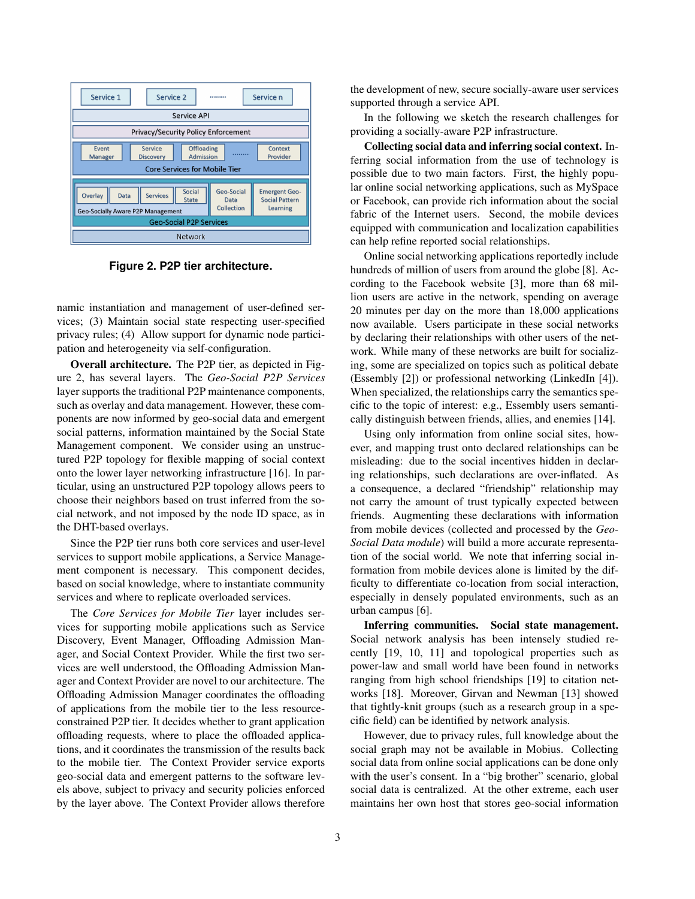**Figure 2. P2P tier architecture.**

namic instantiation and management of user-defined services; (3) Maintain social state respecting user-specified privacy rules; (4) Allow support for dynamic node participation and heterogeneity via self-configuration.

**Overall architecture.** The P2P tier, as depicted in Figure 2, has several layers. The *Geo-Social P2P Services* layer supports the traditional P2P maintenance components, such as overlay and data management. However, these components are now informed by geo-social data and emergent social patterns, information maintained by the Social State Management component. We consider using an unstructured P2P topology for flexible mapping of social context onto the lower layer networking infrastructure [16]. In particular, using an unstructured P2P topology allows peers to choose their neighbors based on trust inferred from the social network, and not imposed by the node ID space, as in the DHT-based overlays.

Since the P2P tier runs both core services and user-level services to support mobile applications, a Service Management component is necessary. This component decides, based on social knowledge, where to instantiate community services and where to replicate overloaded services.

The *Core Services for Mobile Tier* layer includes services for supporting mobile applications such as Service Discovery, Event Manager, Offloading Admission Manager, and Social Context Provider. While the first two services are well understood, the Offloading Admission Manager and Context Provider are novel to our architecture. The Offloading Admission Manager coordinates the offloading of applications from the mobile tier to the less resource-constrained P2P tier. It decides whether to grant application offloading requests, where to place the offloaded applications, and it coordinates the transmission of the results back to the mobile tier. The Context Provider service exports geo-social data and emergent patterns to the software levels above, subject to privacy and security policies enforced by the layer above. The Context Provider allows therefore the development of new, secure socially-aware user services supported through a service API.

In the following we sketch the research challenges for providing a socially-aware P2P infrastructure.

**Collecting social data and inferring social context.** Inferring social information from the use of technology is possible due to two main factors. First, the highly popular online social networking applications, such as MySpace or Facebook, can provide rich information about the social fabric of the Internet users. Second, the mobile devices equipped with communication and localization capabilities can help refine reported social relationships.

Online social networking applications reportedly include hundreds of million of users from around the globe [8]. According to the Facebook website [3], more than 68 million users are active in the network, spending on average 20 minutes per day on the more than 18,000 applications now available. Users participate in these social networks by declaring their relationships with other users of the network. While many of these networks are built for socializing, some are specialized on topics such as political debate (Essembly [2]) or professional networking (LinkedIn [4]). When specialized, the relationships carry the semantics specific to the topic of interest: e.g., Essembly users semantically distinguish between friends, allies, and enemies [14].

Using only information from online social sites, however, and mapping trust onto declared relationships can be misleading: due to the social incentives hidden in declaring relationships, such declarations are over-inflated. As a consequence, a declared "friendship" relationship may not carry the amount of trust typically expected between friends. Augmenting these declarations with information from mobile devices (collected and processed by the *Geo-Social Data module*) will build a more accurate representation of the social world. We note that inferring social information from mobile devices alone is limited by the difficulty to differentiate co-location from social interaction, especially in densely populated environments, such as an urban campus [6].

**Inferring communities. Social state management.** Social network analysis has been intensely studied recently [19, 10, 11] and topological properties such as power-law and small world have been found in networks ranging from high school friendships [19] to citation networks [18]. Moreover, Girvan and Newman [13] showed that tightly-knit groups (such as a research group in a specific field) can be identified by network analysis.

However, due to privacy rules, full knowledge about the social graph may not be available in Mobius. Collecting social data from online social applications can be done only with the user's consent. In a "big brother" scenario, global social data is centralized. At the other extreme, each user maintains her own host that stores geo-social information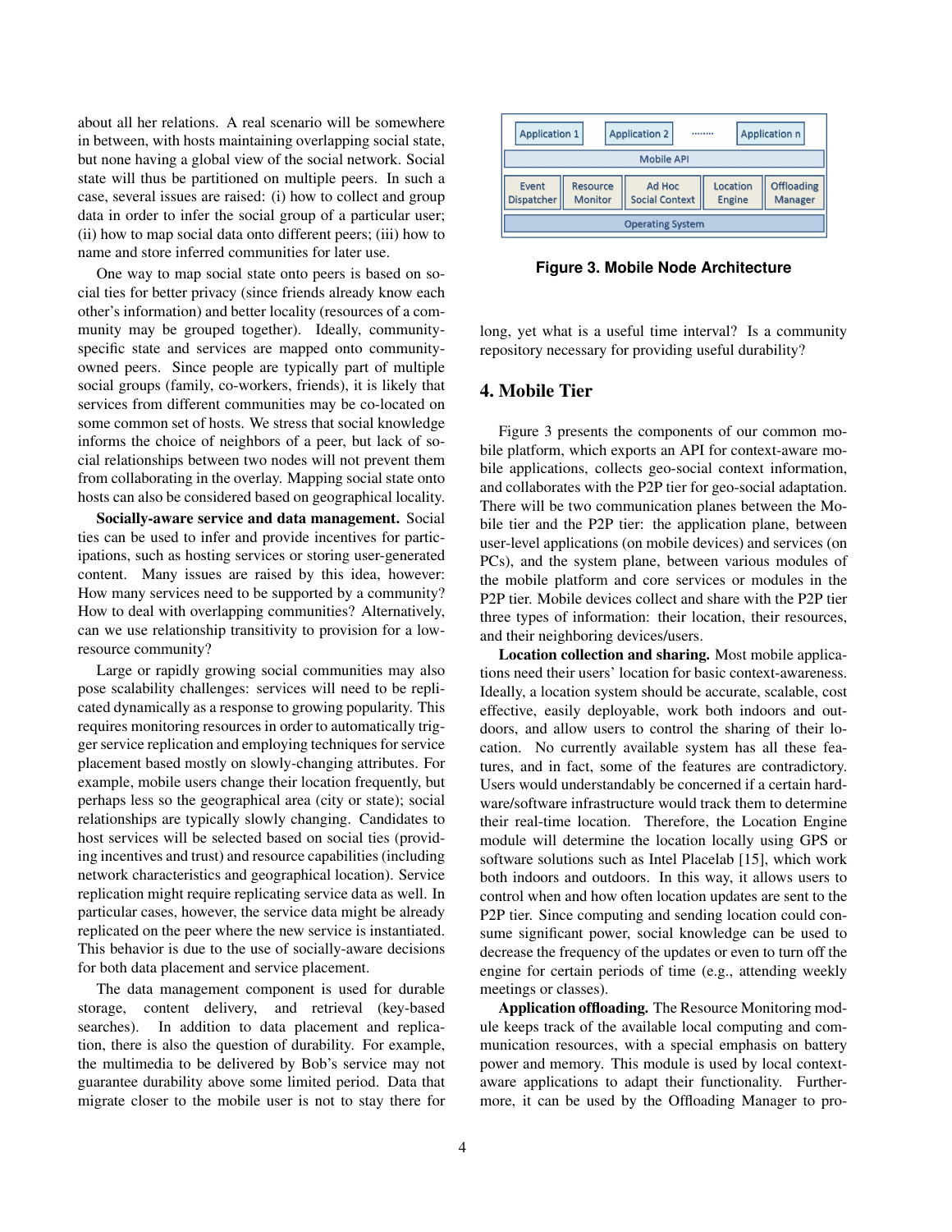about all her relations. A real scenario will be somewhere in between, with hosts maintaining overlapping social state, but none having a global view of the social network. Social state will thus be partitioned on multiple peers. In such a case, several issues are raised: (i) how to collect and group data in order to infer the social group of a particular user; (ii) how to map social data onto different peers; (iii) how to name and store inferred communities for later use.

One way to map social state onto peers is based on social ties for better privacy (since friends already know each other's information) and better locality (resources of a community may be grouped together). Ideally, community-specific state and services are mapped onto community-owned peers. Since people are typically part of multiple social groups (family, co-workers, friends), it is likely that services from different communities may be co-located on some common set of hosts. We stress that social knowledge informs the choice of neighbors of a peer, but lack of social relationships between two nodes will not prevent them from collaborating in the overlay. Mapping social state onto hosts can also be considered based on geographical locality.

**Socially-aware service and data management.** Social ties can be used to infer and provide incentives for participations, such as hosting services or storing user-generated content. Many issues are raised by this idea, however: How many services need to be supported by a community? How to deal with overlapping communities? Alternatively, can we use relationship transitivity to provision for a low-resource community?

Large or rapidly growing social communities may also pose scalability challenges: services will need to be replicated dynamically as a response to growing popularity. This requires monitoring resources in order to automatically trigger service replication and employing techniques for service placement based mostly on slowly-changing attributes. For example, mobile users change their location frequently, but perhaps less so the geographical area (city or state); social relationships are typically slowly changing. Candidates to host services will be selected based on social ties (providing incentives and trust) and resource capabilities (including network characteristics and geographical location). Service replication might require replicating service data as well. In particular cases, however, the service data might be already replicated on the peer where the new service is instantiated. This behavior is due to the use of socially-aware decisions for both data placement and service placement.

The data management component is used for durable storage, content delivery, and retrieval (key-based searches). In addition to data placement and replication, there is also the question of durability. For example, the multimedia to be delivered by Bob's service may not guarantee durability above some limited period. Data that migrate closer to the mobile user is not to stay there for long, yet what is a useful time interval? Is a community repository necessary for providing useful durability?

| Application 1 | Application 2 | ........ | Application n | |
|---|---|---|---|---|
| Mobile API | | | | |
| Event Dispatcher | Resource Monitor | Ad Hoc Social Context | Location Engine | Offloading Manager |
| Operating System | | | | |

**Figure 3. Mobile Node Architecture**

## 4. Mobile Tier

Figure 3 presents the components of our common mobile platform, which exports an API for context-aware mobile applications, collects geo-social context information, and collaborates with the P2P tier for geo-social adaptation. There will be two communication planes between the Mobile tier and the P2P tier: the application plane, between user-level applications (on mobile devices) and services (on PCs), and the system plane, between various modules of the mobile platform and core services or modules in the P2P tier. Mobile devices collect and share with the P2P tier three types of information: their location, their resources, and their neighboring devices/users.

**Location collection and sharing.** Most mobile applications need their users' location for basic context-awareness. Ideally, a location system should be accurate, scalable, cost effective, easily deployable, work both indoors and outdoors, and allow users to control the sharing of their location. No currently available system has all these features, and in fact, some of the features are contradictory. Users would understandably be concerned if a certain hardware/software infrastructure would track them to determine their real-time location. Therefore, the Location Engine module will determine the location locally using GPS or software solutions such as Intel Placelab [15], which work both indoors and outdoors. In this way, it allows users to control when and how often location updates are sent to the P2P tier. Since computing and sending location could consume significant power, social knowledge can be used to decrease the frequency of the updates or even to turn off the engine for certain periods of time (e.g., attending weekly meetings or classes).

**Application offloading.** The Resource Monitoring module keeps track of the available local computing and communication resources, with a special emphasis on battery power and memory. This module is used by local context-aware applications to adapt their functionality. Furthermore, it can be used by the Offloading Manager to pro-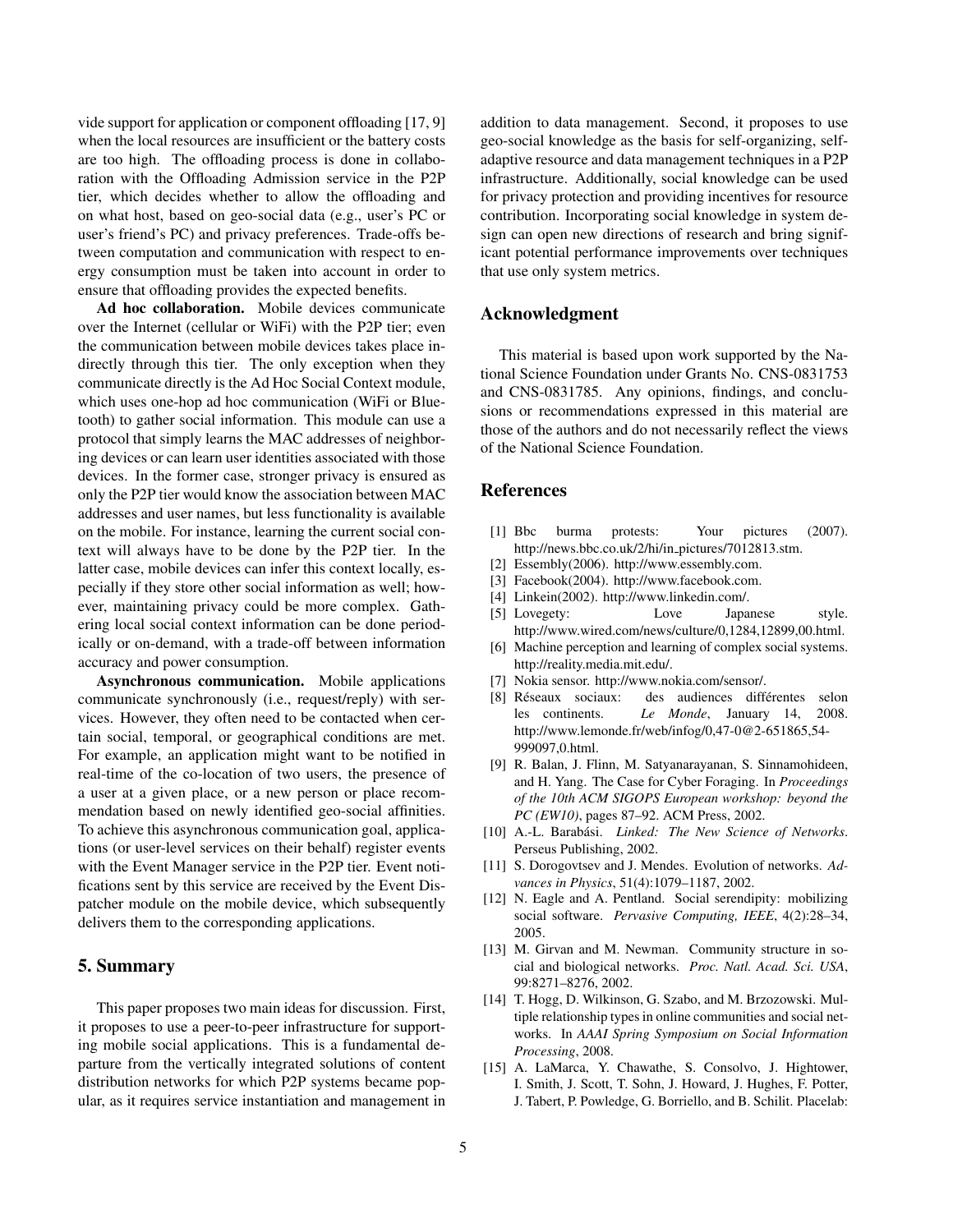vide support for application or component offloading [17, 9] when the local resources are insufficient or the battery costs are too high. The offloading process is done in collaboration with the Offloading Admission service in the P2P tier, which decides whether to allow the offloading and on what host, based on geo-social data (e.g., user's PC or user's friend's PC) and privacy preferences. Trade-offs between computation and communication with respect to energy consumption must be taken into account in order to ensure that offloading provides the expected benefits.

**Ad hoc collaboration.** Mobile devices communicate over the Internet (cellular or WiFi) with the P2P tier; even the communication between mobile devices takes place indirectly through this tier. The only exception when they communicate directly is the Ad Hoc Social Context module, which uses one-hop ad hoc communication (WiFi or Bluetooth) to gather social information. This module can use a protocol that simply learns the MAC addresses of neighboring devices or can learn user identities associated with those devices. In the former case, stronger privacy is ensured as only the P2P tier would know the association between MAC addresses and user names, but less functionality is available on the mobile. For instance, learning the current social context will always have to be done by the P2P tier. In the latter case, mobile devices can infer this context locally, especially if they store other social information as well; however, maintaining privacy could be more complex. Gathering local social context information can be done periodically or on-demand, with a trade-off between information accuracy and power consumption.

**Asynchronous communication.** Mobile applications communicate synchronously (i.e., request/reply) with services. However, they often need to be contacted when certain social, temporal, or geographical conditions are met. For example, an application might want to be notified in real-time of the co-location of two users, the presence of a user at a given place, or a new person or place recommendation based on newly identified geo-social affinities. To achieve this asynchronous communication goal, applications (or user-level services on their behalf) register events with the Event Manager service in the P2P tier. Event notifications sent by this service are received by the Event Dispatcher module on the mobile device, which subsequently delivers them to the corresponding applications.

## 5. Summary

This paper proposes two main ideas for discussion. First, it proposes to use a peer-to-peer infrastructure for supporting mobile social applications. This is a fundamental departure from the vertically integrated solutions of content distribution networks for which P2P systems became popular, as it requires service instantiation and management in addition to data management. Second, it proposes to use geo-social knowledge as the basis for self-organizing, self-adaptive resource and data management techniques in a P2P infrastructure. Additionally, social knowledge can be used for privacy protection and providing incentives for resource contribution. Incorporating social knowledge in system design can open new directions of research and bring significant potential performance improvements over techniques that use only system metrics.

## Acknowledgment

This material is based upon work supported by the National Science Foundation under Grants No. CNS-0831753 and CNS-0831785. Any opinions, findings, and conclusions or recommendations expressed in this material are those of the authors and do not necessarily reflect the views of the National Science Foundation.

## References

[1] Bbc burma protests: Your pictures (2007). http://news.bbc.co.uk/2/hi/in_pictures/7012813.stm.

[2] Essembly(2006). http://www.essembly.com.

[3] Facebook(2004). http://www.facebook.com.

[4] Linkein(2002). http://www.linkedin.com/.

[5] Lovegety: Love Japanese style. http://www.wired.com/news/culture/0,1284,12899,00.html.

[6] Machine perception and learning of complex social systems. http://reality.media.mit.edu/.

[7] Nokia sensor. http://www.nokia.com/sensor/.

[8] Réseaux sociaux: des audiences différentes selon les continents. *Le Monde*, January 14, 2008. http://www.lemonde.fr/web/infog/0,47-0@2-651865,54-999097,0.html.

[9] R. Balan, J. Flinn, M. Satyanarayanan, S. Sinnamohideen, and H. Yang. The Case for Cyber Foraging. In *Proceedings of the 10th ACM SIGOPS European workshop: beyond the PC (EW10)*, pages 87–92. ACM Press, 2002.

[10] A.-L. Barabási. *Linked: The New Science of Networks*. Perseus Publishing, 2002.

[11] S. Dorogovtsev and J. Mendes. Evolution of networks. *Advances in Physics*, 51(4):1079–1187, 2002.

[12] N. Eagle and A. Pentland. Social serendipity: mobilizing social software. *Pervasive Computing, IEEE*, 4(2):28–34, 2005.

[13] M. Girvan and M. Newman. Community structure in social and biological networks. *Proc. Natl. Acad. Sci. USA*, 99:8271–8276, 2002.

[14] T. Hogg, D. Wilkinson, G. Szabo, and M. Brzozowski. Multiple relationship types in online communities and social networks. In *AAAI Spring Symposium on Social Information Processing*, 2008.

[15] A. LaMarca, Y. Chawathe, S. Consolvo, J. Hightower, I. Smith, J. Scott, T. Sohn, J. Howard, J. Hughes, F. Potter, J. Tabert, P. Powledge, G. Borriello, and B. Schilit. Placelab: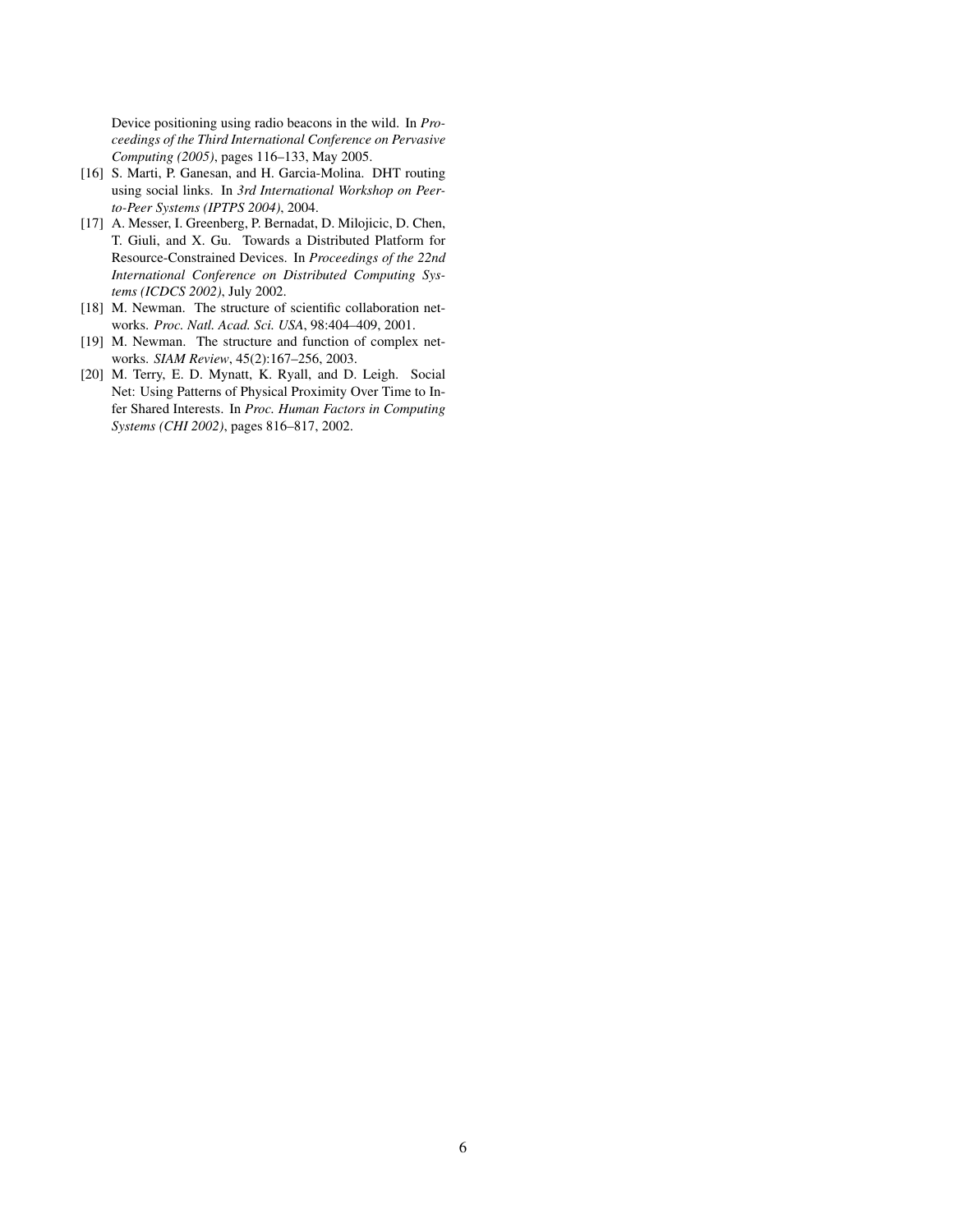Device positioning using radio beacons in the wild. In *Proceedings of the Third International Conference on Pervasive Computing (2005)*, pages 116–133, May 2005.

[16] S. Marti, P. Ganesan, and H. Garcia-Molina. DHT routing using social links. In *3rd International Workshop on Peer-to-Peer Systems (IPTPS 2004)*, 2004.

[17] A. Messer, I. Greenberg, P. Bernadat, D. Milojicic, D. Chen, T. Giuli, and X. Gu. Towards a Distributed Platform for Resource-Constrained Devices. In *Proceedings of the 22nd International Conference on Distributed Computing Systems (ICDCS 2002)*, July 2002.

[18] M. Newman. The structure of scientific collaboration networks. *Proc. Natl. Acad. Sci. USA*, 98:404–409, 2001.

[19] M. Newman. The structure and function of complex networks. *SIAM Review*, 45(2):167–256, 2003.

[20] M. Terry, E. D. Mynatt, K. Ryall, and D. Leigh. Social Net: Using Patterns of Physical Proximity Over Time to Infer Shared Interests. In *Proc. Human Factors in Computing Systems (CHI 2002)*, pages 816–817, 2002.